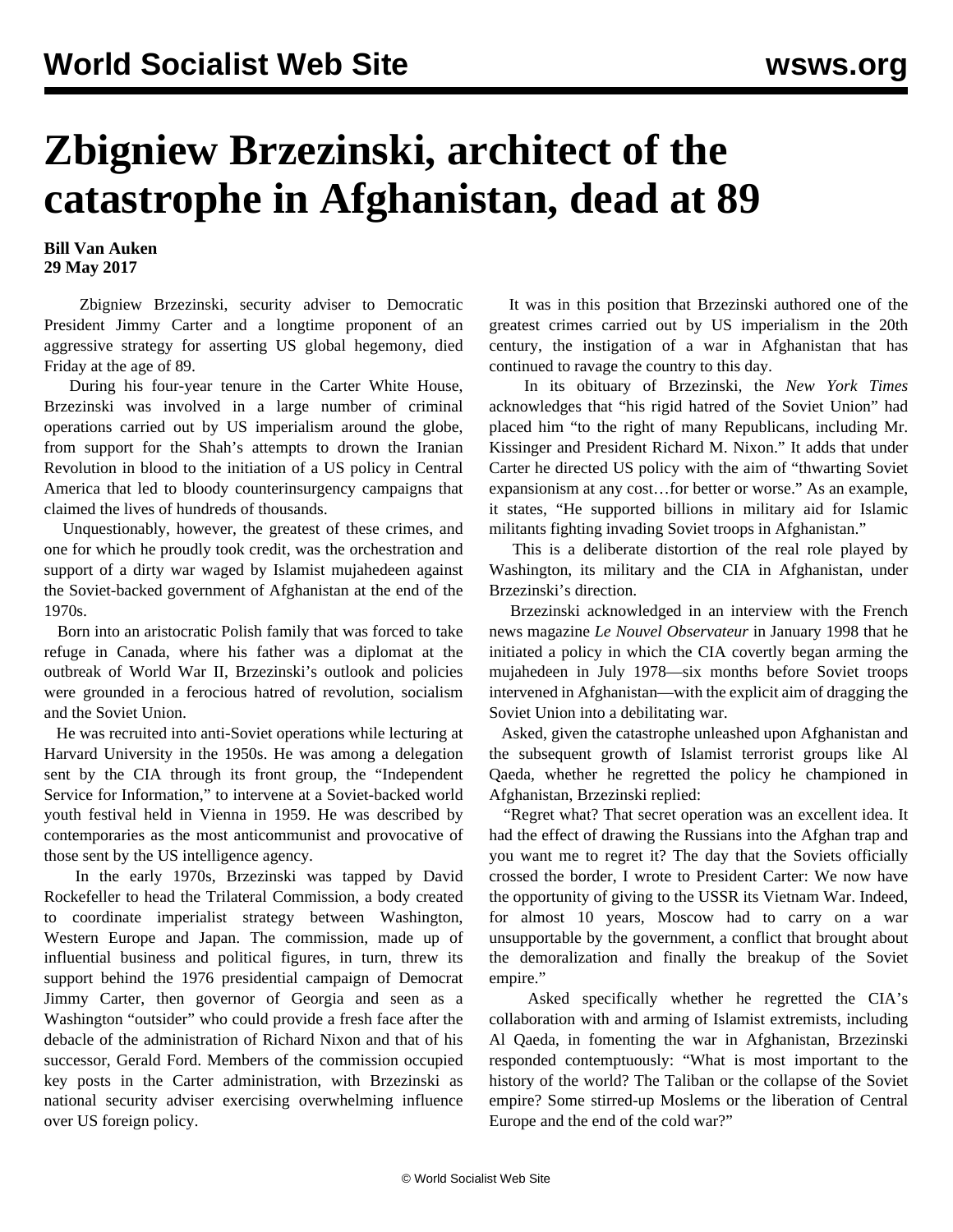# Zbigniew Brzezinski, architect of the catastrophe in Afghanistan, dead at 89

**Bill Van Auken**
**29 May 2017**

Zbigniew Brzezinski, security adviser to Democratic President Jimmy Carter and a longtime proponent of an aggressive strategy for asserting US global hegemony, died Friday at the age of 89.

During his four-year tenure in the Carter White House, Brzezinski was involved in a large number of criminal operations carried out by US imperialism around the globe, from support for the Shah's attempts to drown the Iranian Revolution in blood to the initiation of a US policy in Central America that led to bloody counterinsurgency campaigns that claimed the lives of hundreds of thousands.

Unquestionably, however, the greatest of these crimes, and one for which he proudly took credit, was the orchestration and support of a dirty war waged by Islamist mujahedeen against the Soviet-backed government of Afghanistan at the end of the 1970s.

Born into an aristocratic Polish family that was forced to take refuge in Canada, where his father was a diplomat at the outbreak of World War II, Brzezinski's outlook and policies were grounded in a ferocious hatred of revolution, socialism and the Soviet Union.

He was recruited into anti-Soviet operations while lecturing at Harvard University in the 1950s. He was among a delegation sent by the CIA through its front group, the "Independent Service for Information," to intervene at a Soviet-backed world youth festival held in Vienna in 1959. He was described by contemporaries as the most anticommunist and provocative of those sent by the US intelligence agency.

In the early 1970s, Brzezinski was tapped by David Rockefeller to head the Trilateral Commission, a body created to coordinate imperialist strategy between Washington, Western Europe and Japan. The commission, made up of influential business and political figures, in turn, threw its support behind the 1976 presidential campaign of Democrat Jimmy Carter, then governor of Georgia and seen as a Washington "outsider" who could provide a fresh face after the debacle of the administration of Richard Nixon and that of his successor, Gerald Ford. Members of the commission occupied key posts in the Carter administration, with Brzezinski as national security adviser exercising overwhelming influence over US foreign policy.

It was in this position that Brzezinski authored one of the greatest crimes carried out by US imperialism in the 20th century, the instigation of a war in Afghanistan that has continued to ravage the country to this day.

In its obituary of Brzezinski, the *New York Times* acknowledges that "his rigid hatred of the Soviet Union" had placed him "to the right of many Republicans, including Mr. Kissinger and President Richard M. Nixon." It adds that under Carter he directed US policy with the aim of "thwarting Soviet expansionism at any cost…for better or worse." As an example, it states, "He supported billions in military aid for Islamic militants fighting invading Soviet troops in Afghanistan."

This is a deliberate distortion of the real role played by Washington, its military and the CIA in Afghanistan, under Brzezinski's direction.

Brzezinski acknowledged in an interview with the French news magazine *Le Nouvel Observateur* in January 1998 that he initiated a policy in which the CIA covertly began arming the mujahedeen in July 1978—six months before Soviet troops intervened in Afghanistan—with the explicit aim of dragging the Soviet Union into a debilitating war.

Asked, given the catastrophe unleashed upon Afghanistan and the subsequent growth of Islamist terrorist groups like Al Qaeda, whether he regretted the policy he championed in Afghanistan, Brzezinski replied:

"Regret what? That secret operation was an excellent idea. It had the effect of drawing the Russians into the Afghan trap and you want me to regret it? The day that the Soviets officially crossed the border, I wrote to President Carter: We now have the opportunity of giving to the USSR its Vietnam War. Indeed, for almost 10 years, Moscow had to carry on a war unsupportable by the government, a conflict that brought about the demoralization and finally the breakup of the Soviet empire."

Asked specifically whether he regretted the CIA's collaboration with and arming of Islamist extremists, including Al Qaeda, in fomenting the war in Afghanistan, Brzezinski responded contemptuously: "What is most important to the history of the world? The Taliban or the collapse of the Soviet empire? Some stirred-up Moslems or the liberation of Central Europe and the end of the cold war?"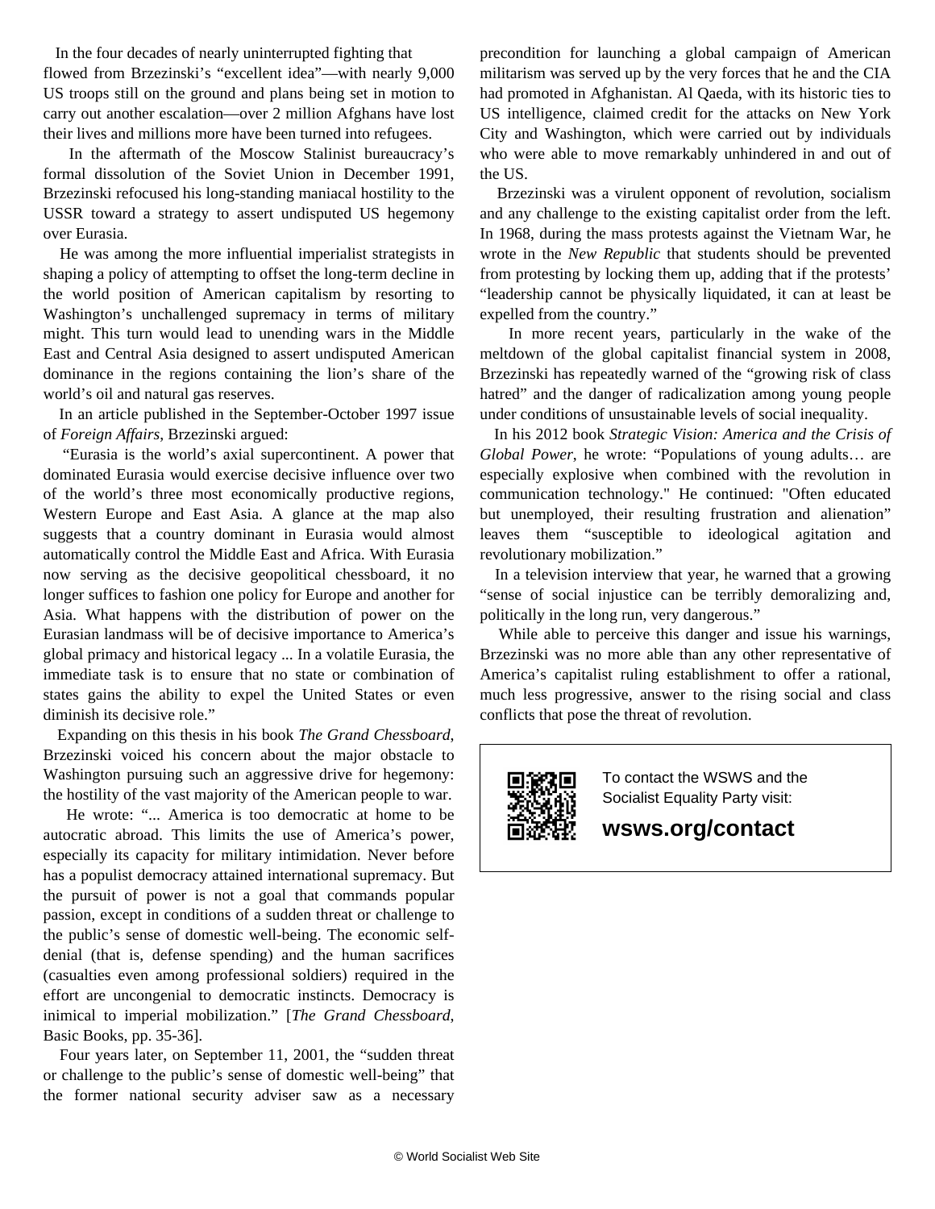In the four decades of nearly uninterrupted fighting that flowed from Brzezinski's "excellent idea"—with nearly 9,000 US troops still on the ground and plans being set in motion to carry out another escalation—over 2 million Afghans have lost their lives and millions more have been turned into refugees.

In the aftermath of the Moscow Stalinist bureaucracy's formal dissolution of the Soviet Union in December 1991, Brzezinski refocused his long-standing maniacal hostility to the USSR toward a strategy to assert undisputed US hegemony over Eurasia.

He was among the more influential imperialist strategists in shaping a policy of attempting to offset the long-term decline in the world position of American capitalism by resorting to Washington's unchallenged supremacy in terms of military might. This turn would lead to unending wars in the Middle East and Central Asia designed to assert undisputed American dominance in the regions containing the lion's share of the world's oil and natural gas reserves.

In an article published in the September-October 1997 issue of *Foreign Affairs*, Brzezinski argued:

"Eurasia is the world's axial supercontinent. A power that dominated Eurasia would exercise decisive influence over two of the world's three most economically productive regions, Western Europe and East Asia. A glance at the map also suggests that a country dominant in Eurasia would almost automatically control the Middle East and Africa. With Eurasia now serving as the decisive geopolitical chessboard, it no longer suffices to fashion one policy for Europe and another for Asia. What happens with the distribution of power on the Eurasian landmass will be of decisive importance to America's global primacy and historical legacy ... In a volatile Eurasia, the immediate task is to ensure that no state or combination of states gains the ability to expel the United States or even diminish its decisive role."

Expanding on this thesis in his book *The Grand Chessboard*, Brzezinski voiced his concern about the major obstacle to Washington pursuing such an aggressive drive for hegemony: the hostility of the vast majority of the American people to war.

He wrote: "... America is too democratic at home to be autocratic abroad. This limits the use of America's power, especially its capacity for military intimidation. Never before has a populist democracy attained international supremacy. But the pursuit of power is not a goal that commands popular passion, except in conditions of a sudden threat or challenge to the public's sense of domestic well-being. The economic self-denial (that is, defense spending) and the human sacrifices (casualties even among professional soldiers) required in the effort are uncongenial to democratic instincts. Democracy is inimical to imperial mobilization." [*The Grand Chessboard*, Basic Books, pp. 35-36].

Four years later, on September 11, 2001, the "sudden threat or challenge to the public's sense of domestic well-being" that the former national security adviser saw as a necessary precondition for launching a global campaign of American militarism was served up by the very forces that he and the CIA had promoted in Afghanistan. Al Qaeda, with its historic ties to US intelligence, claimed credit for the attacks on New York City and Washington, which were carried out by individuals who were able to move remarkably unhindered in and out of the US.

Brzezinski was a virulent opponent of revolution, socialism and any challenge to the existing capitalist order from the left. In 1968, during the mass protests against the Vietnam War, he wrote in the *New Republic* that students should be prevented from protesting by locking them up, adding that if the protests' "leadership cannot be physically liquidated, it can at least be expelled from the country."

In more recent years, particularly in the wake of the meltdown of the global capitalist financial system in 2008, Brzezinski has repeatedly warned of the "growing risk of class hatred" and the danger of radicalization among young people under conditions of unsustainable levels of social inequality.

In his 2012 book *Strategic Vision: America and the Crisis of Global Power*, he wrote: "Populations of young adults… are especially explosive when combined with the revolution in communication technology." He continued: "Often educated but unemployed, their resulting frustration and alienation" leaves them "susceptible to ideological agitation and revolutionary mobilization."

In a television interview that year, he warned that a growing "sense of social injustice can be terribly demoralizing and, politically in the long run, very dangerous."

While able to perceive this danger and issue his warnings, Brzezinski was no more able than any other representative of America's capitalist ruling establishment to offer a rational, much less progressive, answer to the rising social and class conflicts that pose the threat of revolution.

To contact the WSWS and the Socialist Equality Party visit:

**wsws.org/contact**